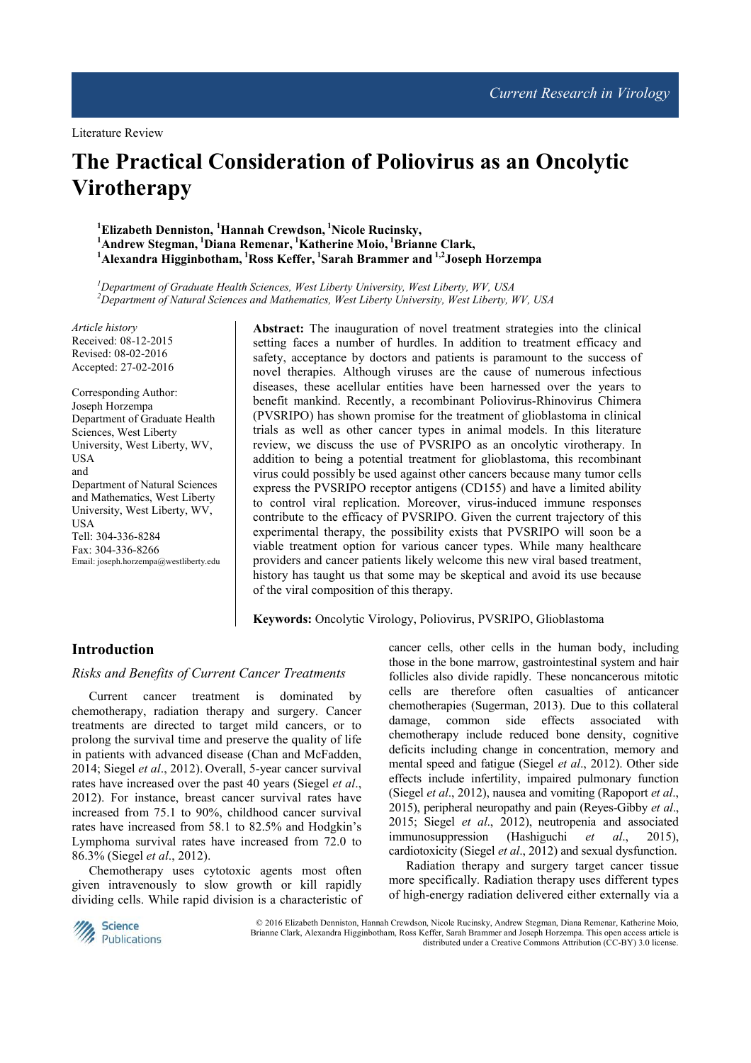Literature Review

# The Practical Consideration of Poliovirus as an Oncolytic Virotherapy

**[1]Elizabeth Denniston, [1]Hannah Crewdson, [1]Nicole Rucinsky, [1]Andrew Stegman, [1]Diana Remenar, [1]Katherine Moio, [1]Brianne Clark, [1]Alexandra Higginbotham, [1]Ross Keffer, [1]Sarah Brammer and [1,2]Joseph Horzempa**

*[1]Department of Graduate Health Sciences, West Liberty University, West Liberty, WV, USA*
*[2]Department of Natural Sciences and Mathematics, West Liberty University, West Liberty, WV, USA*

*Article history*
Received: 08-12-2015
Revised: 08-02-2016
Accepted: 27-02-2016

Corresponding Author:
Joseph Horzempa
Department of Graduate Health Sciences, West Liberty University, West Liberty, WV, USA
and
Department of Natural Sciences and Mathematics, West Liberty University, West Liberty, WV, USA
Tell: 304-336-8284
Fax: 304-336-8266
Email: joseph.horzempa@westliberty.edu

**Abstract:** The inauguration of novel treatment strategies into the clinical setting faces a number of hurdles. In addition to treatment efficacy and safety, acceptance by doctors and patients is paramount to the success of novel therapies. Although viruses are the cause of numerous infectious diseases, these acellular entities have been harnessed over the years to benefit mankind. Recently, a recombinant Poliovirus-Rhinovirus Chimera (PVSRIPO) has shown promise for the treatment of glioblastoma in clinical trials as well as other cancer types in animal models. In this literature review, we discuss the use of PVSRIPO as an oncolytic virotherapy. In addition to being a potential treatment for glioblastoma, this recombinant virus could possibly be used against other cancers because many tumor cells express the PVSRIPO receptor antigens (CD155) and have a limited ability to control viral replication. Moreover, virus-induced immune responses contribute to the efficacy of PVSRIPO. Given the current trajectory of this experimental therapy, the possibility exists that PVSRIPO will soon be a viable treatment option for various cancer types. While many healthcare providers and cancer patients likely welcome this new viral based treatment, history has taught us that some may be skeptical and avoid its use because of the viral composition of this therapy.

**Keywords:** Oncolytic Virology, Poliovirus, PVSRIPO, Glioblastoma

## Introduction

### *Risks and Benefits of Current Cancer Treatments*

Current cancer treatment is dominated by chemotherapy, radiation therapy and surgery. Cancer treatments are directed to target mild cancers, or to prolong the survival time and preserve the quality of life in patients with advanced disease (Chan and McFadden, 2014; Siegel *et al*., 2012). Overall, 5-year cancer survival rates have increased over the past 40 years (Siegel *et al*., 2012). For instance, breast cancer survival rates have increased from 75.1 to 90%, childhood cancer survival rates have increased from 58.1 to 82.5% and Hodgkin's Lymphoma survival rates have increased from 72.0 to 86.3% (Siegel *et al*., 2012).

Chemotherapy uses cytotoxic agents most often given intravenously to slow growth or kill rapidly dividing cells. While rapid division is a characteristic of cancer cells, other cells in the human body, including those in the bone marrow, gastrointestinal system and hair follicles also divide rapidly. These noncancerous mitotic cells are therefore often casualties of anticancer chemotherapies (Sugerman, 2013). Due to this collateral damage, common side effects associated with chemotherapy include reduced bone density, cognitive deficits including change in concentration, memory and mental speed and fatigue (Siegel *et al*., 2012). Other side effects include infertility, impaired pulmonary function (Siegel *et al*., 2012), nausea and vomiting (Rapoport *et al*., 2015), peripheral neuropathy and pain (Reyes-Gibby *et al*., 2015; Siegel *et al*., 2012), neutropenia and associated immunosuppression (Hashiguchi *et al*., 2015), cardiotoxicity (Siegel *et al*., 2012) and sexual dysfunction.

Radiation therapy and surgery target cancer tissue more specifically. Radiation therapy uses different types of high-energy radiation delivered either externally via a

© 2016 Elizabeth Denniston, Hannah Crewdson, Nicole Rucinsky, Andrew Stegman, Diana Remenar, Katherine Moio, Brianne Clark, Alexandra Higginbotham, Ross Keffer, Sarah Brammer and Joseph Horzempa. This open access article is distributed under a Creative Commons Attribution (CC-BY) 3.0 license.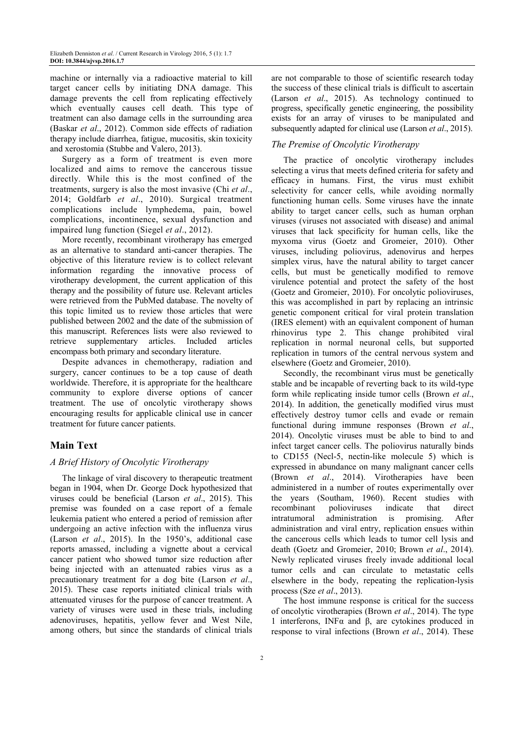machine or internally via a radioactive material to kill target cancer cells by initiating DNA damage. This damage prevents the cell from replicating effectively which eventually causes cell death. This type of treatment can also damage cells in the surrounding area (Baskar *et al*., 2012). Common side effects of radiation therapy include diarrhea, fatigue, mucositis, skin toxicity and xerostomia (Stubbe and Valero, 2013).

Surgery as a form of treatment is even more localized and aims to remove the cancerous tissue directly. While this is the most confined of the treatments, surgery is also the most invasive (Chi *et al*., 2014; Goldfarb *et al*., 2010). Surgical treatment complications include lymphedema, pain, bowel complications, incontinence, sexual dysfunction and impaired lung function (Siegel *et al*., 2012).

More recently, recombinant virotherapy has emerged as an alternative to standard anti-cancer therapies. The objective of this literature review is to collect relevant information regarding the innovative process of virotherapy development, the current application of this therapy and the possibility of future use. Relevant articles were retrieved from the PubMed database. The novelty of this topic limited us to review those articles that were published between 2002 and the date of the submission of this manuscript. References lists were also reviewed to retrieve supplementary articles. Included articles encompass both primary and secondary literature.

Despite advances in chemotherapy, radiation and surgery, cancer continues to be a top cause of death worldwide. Therefore, it is appropriate for the healthcare community to explore diverse options of cancer treatment. The use of oncolytic virotherapy shows encouraging results for applicable clinical use in cancer treatment for future cancer patients.

## Main Text

### *A Brief History of Oncolytic Virotherapy*

The linkage of viral discovery to therapeutic treatment began in 1904, when Dr. George Dock hypothesized that viruses could be beneficial (Larson *et al*., 2015). This premise was founded on a case report of a female leukemia patient who entered a period of remission after undergoing an active infection with the influenza virus (Larson *et al*., 2015). In the 1950's, additional case reports amassed, including a vignette about a cervical cancer patient who showed tumor size reduction after being injected with an attenuated rabies virus as a precautionary treatment for a dog bite (Larson *et al*., 2015). These case reports initiated clinical trials with attenuated viruses for the purpose of cancer treatment. A variety of viruses were used in these trials, including adenoviruses, hepatitis, yellow fever and West Nile, among others, but since the standards of clinical trials are not comparable to those of scientific research today the success of these clinical trials is difficult to ascertain (Larson *et al*., 2015). As technology continued to progress, specifically genetic engineering, the possibility exists for an array of viruses to be manipulated and subsequently adapted for clinical use (Larson *et al*., 2015).

### *The Premise of Oncolytic Virotherapy*

The practice of oncolytic virotherapy includes selecting a virus that meets defined criteria for safety and efficacy in humans. First, the virus must exhibit selectivity for cancer cells, while avoiding normally functioning human cells. Some viruses have the innate ability to target cancer cells, such as human orphan viruses (viruses not associated with disease) and animal viruses that lack specificity for human cells, like the myxoma virus (Goetz and Gromeier, 2010). Other viruses, including poliovirus, adenovirus and herpes simplex virus, have the natural ability to target cancer cells, but must be genetically modified to remove virulence potential and protect the safety of the host (Goetz and Gromeier, 2010). For oncolytic polioviruses, this was accomplished in part by replacing an intrinsic genetic component critical for viral protein translation (IRES element) with an equivalent component of human rhinovirus type 2. This change prohibited viral replication in normal neuronal cells, but supported replication in tumors of the central nervous system and elsewhere (Goetz and Gromeier, 2010).

Secondly, the recombinant virus must be genetically stable and be incapable of reverting back to its wild-type form while replicating inside tumor cells (Brown *et al*., 2014). In addition, the genetically modified virus must effectively destroy tumor cells and evade or remain functional during immune responses (Brown *et al*., 2014). Oncolytic viruses must be able to bind to and infect target cancer cells. The poliovirus naturally binds to CD155 (Necl-5, nectin-like molecule 5) which is expressed in abundance on many malignant cancer cells (Brown *et al*., 2014). Virotherapies have been administered in a number of routes experimentally over the years (Southam, 1960). Recent studies with recombinant polioviruses indicate that direct intratumoral administration is promising. After administration and viral entry, replication ensues within the cancerous cells which leads to tumor cell lysis and death (Goetz and Gromeier, 2010; Brown *et al*., 2014). Newly replicated viruses freely invade additional local tumor cells and can circulate to metastatic cells elsewhere in the body, repeating the replication-lysis process (Sze *et al*., 2013).

The host immune response is critical for the success of oncolytic virotherapies (Brown *et al*., 2014). The type 1 interferons, INF$\alpha$ and $\beta$, are cytokines produced in response to viral infections (Brown *et al*., 2014). These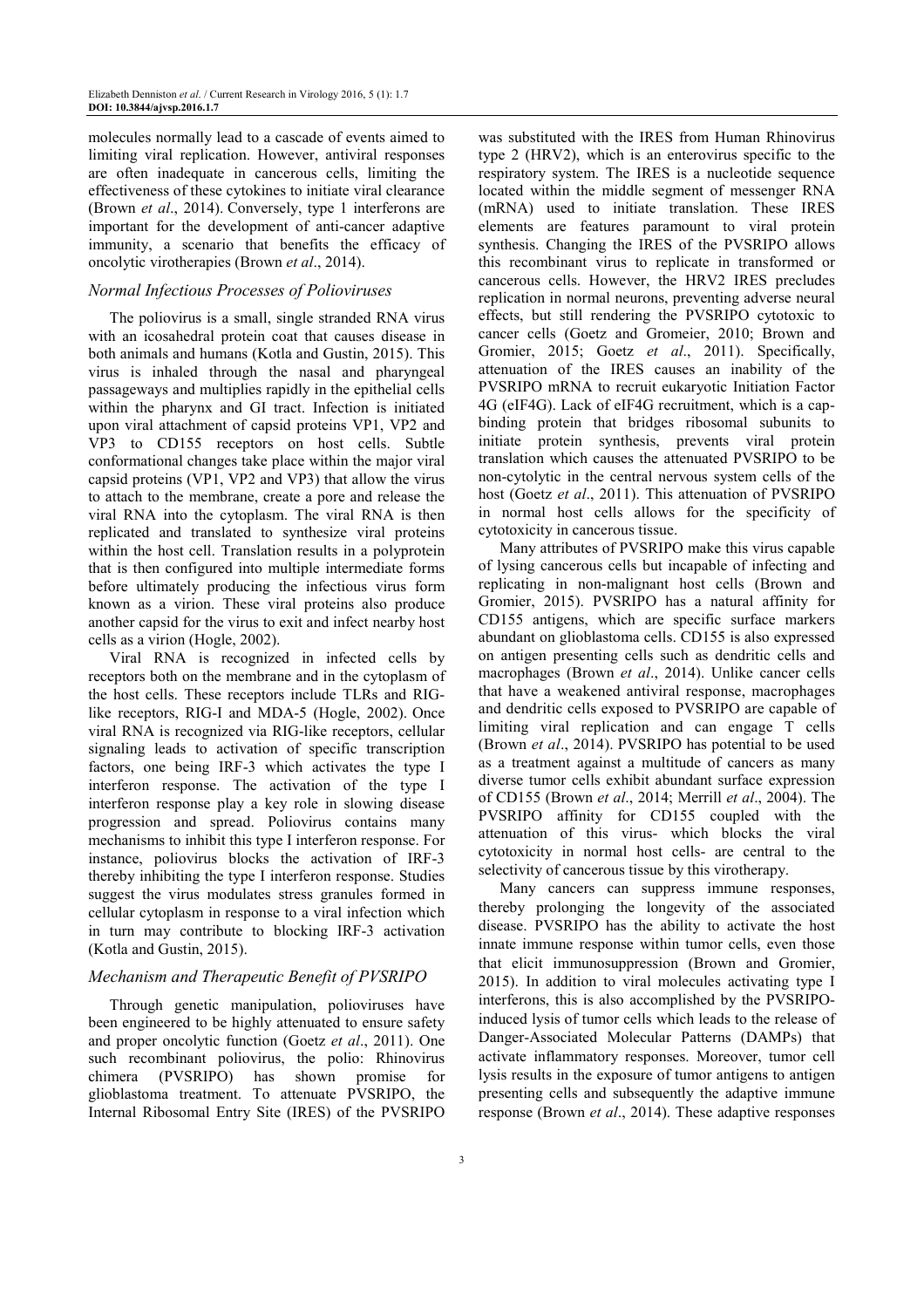molecules normally lead to a cascade of events aimed to limiting viral replication. However, antiviral responses are often inadequate in cancerous cells, limiting the effectiveness of these cytokines to initiate viral clearance (Brown *et al*., 2014). Conversely, type 1 interferons are important for the development of anti-cancer adaptive immunity, a scenario that benefits the efficacy of oncolytic virotherapies (Brown *et al*., 2014).

### *Normal Infectious Processes of Polioviruses*

The poliovirus is a small, single stranded RNA virus with an icosahedral protein coat that causes disease in both animals and humans (Kotla and Gustin, 2015). This virus is inhaled through the nasal and pharyngeal passageways and multiplies rapidly in the epithelial cells within the pharynx and GI tract. Infection is initiated upon viral attachment of capsid proteins VP1, VP2 and VP3 to CD155 receptors on host cells. Subtle conformational changes take place within the major viral capsid proteins (VP1, VP2 and VP3) that allow the virus to attach to the membrane, create a pore and release the viral RNA into the cytoplasm. The viral RNA is then replicated and translated to synthesize viral proteins within the host cell. Translation results in a polyprotein that is then configured into multiple intermediate forms before ultimately producing the infectious virus form known as a virion. These viral proteins also produce another capsid for the virus to exit and infect nearby host cells as a virion (Hogle, 2002).

Viral RNA is recognized in infected cells by receptors both on the membrane and in the cytoplasm of the host cells. These receptors include TLRs and RIG-like receptors, RIG-I and MDA-5 (Hogle, 2002). Once viral RNA is recognized via RIG-like receptors, cellular signaling leads to activation of specific transcription factors, one being IRF-3 which activates the type I interferon response. The activation of the type I interferon response play a key role in slowing disease progression and spread. Poliovirus contains many mechanisms to inhibit this type I interferon response. For instance, poliovirus blocks the activation of IRF-3 thereby inhibiting the type I interferon response. Studies suggest the virus modulates stress granules formed in cellular cytoplasm in response to a viral infection which in turn may contribute to blocking IRF-3 activation (Kotla and Gustin, 2015).

### *Mechanism and Therapeutic Benefit of PVSRIPO*

Through genetic manipulation, polioviruses have been engineered to be highly attenuated to ensure safety and proper oncolytic function (Goetz *et al*., 2011). One such recombinant poliovirus, the polio: Rhinovirus chimera (PVSRIPO) has shown promise for glioblastoma treatment. To attenuate PVSRIPO, the Internal Ribosomal Entry Site (IRES) of the PVSRIPO was substituted with the IRES from Human Rhinovirus type 2 (HRV2), which is an enterovirus specific to the respiratory system. The IRES is a nucleotide sequence located within the middle segment of messenger RNA (mRNA) used to initiate translation. These IRES elements are features paramount to viral protein synthesis. Changing the IRES of the PVSRIPO allows this recombinant virus to replicate in transformed or cancerous cells. However, the HRV2 IRES precludes replication in normal neurons, preventing adverse neural effects, but still rendering the PVSRIPO cytotoxic to cancer cells (Goetz and Gromeier, 2010; Brown and Gromier, 2015; Goetz *et al*., 2011). Specifically, attenuation of the IRES causes an inability of the PVSRIPO mRNA to recruit eukaryotic Initiation Factor 4G (eIF4G). Lack of eIF4G recruitment, which is a cap-binding protein that bridges ribosomal subunits to initiate protein synthesis, prevents viral protein translation which causes the attenuated PVSRIPO to be non-cytolytic in the central nervous system cells of the host (Goetz *et al*., 2011). This attenuation of PVSRIPO in normal host cells allows for the specificity of cytotoxicity in cancerous tissue.

Many attributes of PVSRIPO make this virus capable of lysing cancerous cells but incapable of infecting and replicating in non-malignant host cells (Brown and Gromier, 2015). PVSRIPO has a natural affinity for CD155 antigens, which are specific surface markers abundant on glioblastoma cells. CD155 is also expressed on antigen presenting cells such as dendritic cells and macrophages (Brown *et al*., 2014). Unlike cancer cells that have a weakened antiviral response, macrophages and dendritic cells exposed to PVSRIPO are capable of limiting viral replication and can engage T cells (Brown *et al*., 2014). PVSRIPO has potential to be used as a treatment against a multitude of cancers as many diverse tumor cells exhibit abundant surface expression of CD155 (Brown *et al*., 2014; Merrill *et al*., 2004). The PVSRIPO affinity for CD155 coupled with the attenuation of this virus- which blocks the viral cytotoxicity in normal host cells- are central to the selectivity of cancerous tissue by this virotherapy.

Many cancers can suppress immune responses, thereby prolonging the longevity of the associated disease. PVSRIPO has the ability to activate the host innate immune response within tumor cells, even those that elicit immunosuppression (Brown and Gromier, 2015). In addition to viral molecules activating type I interferons, this is also accomplished by the PVSRIPO-induced lysis of tumor cells which leads to the release of Danger-Associated Molecular Patterns (DAMPs) that activate inflammatory responses. Moreover, tumor cell lysis results in the exposure of tumor antigens to antigen presenting cells and subsequently the adaptive immune response (Brown *et al*., 2014). These adaptive responses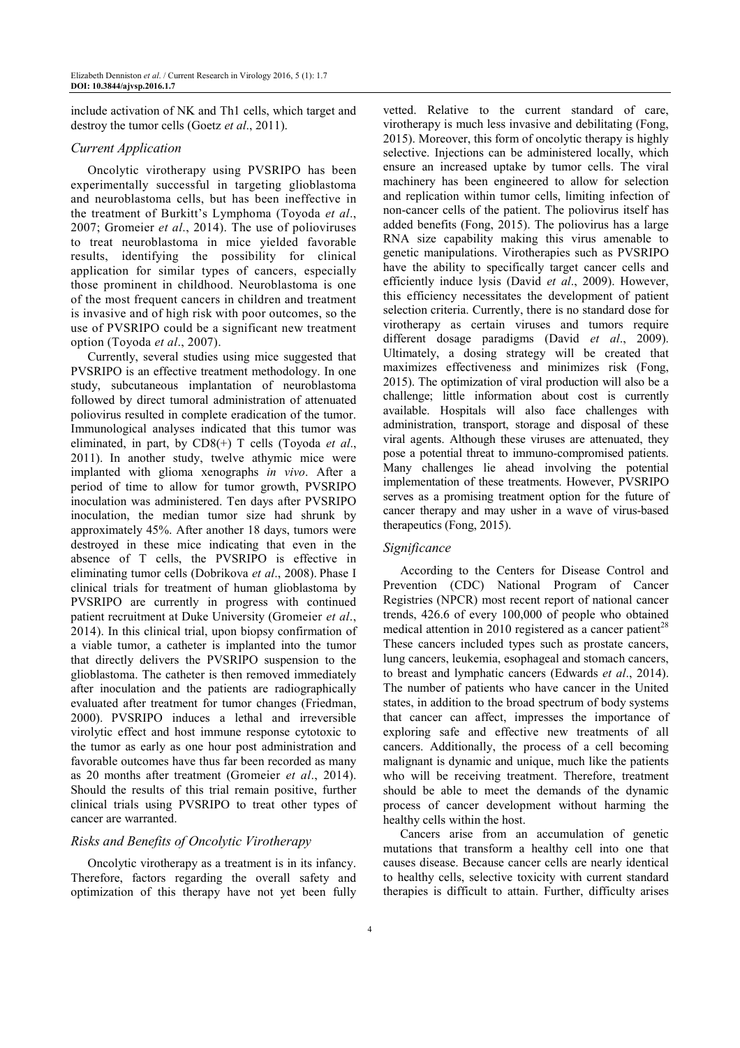include activation of NK and Th1 cells, which target and destroy the tumor cells (Goetz *et al*., 2011).

### *Current Application*

Oncolytic virotherapy using PVSRIPO has been experimentally successful in targeting glioblastoma and neuroblastoma cells, but has been ineffective in the treatment of Burkitt's Lymphoma (Toyoda *et al*., 2007; Gromeier *et al*., 2014). The use of polioviruses to treat neuroblastoma in mice yielded favorable results, identifying the possibility for clinical application for similar types of cancers, especially those prominent in childhood. Neuroblastoma is one of the most frequent cancers in children and treatment is invasive and of high risk with poor outcomes, so the use of PVSRIPO could be a significant new treatment option (Toyoda *et al*., 2007).

Currently, several studies using mice suggested that PVSRIPO is an effective treatment methodology. In one study, subcutaneous implantation of neuroblastoma followed by direct tumoral administration of attenuated poliovirus resulted in complete eradication of the tumor. Immunological analyses indicated that this tumor was eliminated, in part, by CD8(+) T cells (Toyoda *et al*., 2011). In another study, twelve athymic mice were implanted with glioma xenographs *in vivo*. After a period of time to allow for tumor growth, PVSRIPO inoculation was administered. Ten days after PVSRIPO inoculation, the median tumor size had shrunk by approximately 45%. After another 18 days, tumors were destroyed in these mice indicating that even in the absence of T cells, the PVSRIPO is effective in eliminating tumor cells (Dobrikova *et al*., 2008). Phase I clinical trials for treatment of human glioblastoma by PVSRIPO are currently in progress with continued patient recruitment at Duke University (Gromeier *et al*., 2014). In this clinical trial, upon biopsy confirmation of a viable tumor, a catheter is implanted into the tumor that directly delivers the PVSRIPO suspension to the glioblastoma. The catheter is then removed immediately after inoculation and the patients are radiographically evaluated after treatment for tumor changes (Friedman, 2000). PVSRIPO induces a lethal and irreversible virolytic effect and host immune response cytotoxic to the tumor as early as one hour post administration and favorable outcomes have thus far been recorded as many as 20 months after treatment (Gromeier *et al*., 2014). Should the results of this trial remain positive, further clinical trials using PVSRIPO to treat other types of cancer are warranted.

### *Risks and Benefits of Oncolytic Virotherapy*

Oncolytic virotherapy as a treatment is in its infancy. Therefore, factors regarding the overall safety and optimization of this therapy have not yet been fully vetted. Relative to the current standard of care, virotherapy is much less invasive and debilitating (Fong, 2015). Moreover, this form of oncolytic therapy is highly selective. Injections can be administered locally, which ensure an increased uptake by tumor cells. The viral machinery has been engineered to allow for selection and replication within tumor cells, limiting infection of non-cancer cells of the patient. The poliovirus itself has added benefits (Fong, 2015). The poliovirus has a large RNA size capability making this virus amenable to genetic manipulations. Virotherapies such as PVSRIPO have the ability to specifically target cancer cells and efficiently induce lysis (David *et al*., 2009). However, this efficiency necessitates the development of patient selection criteria. Currently, there is no standard dose for virotherapy as certain viruses and tumors require different dosage paradigms (David *et al*., 2009). Ultimately, a dosing strategy will be created that maximizes effectiveness and minimizes risk (Fong, 2015). The optimization of viral production will also be a challenge; little information about cost is currently available. Hospitals will also face challenges with administration, transport, storage and disposal of these viral agents. Although these viruses are attenuated, they pose a potential threat to immuno-compromised patients. Many challenges lie ahead involving the potential implementation of these treatments. However, PVSRIPO serves as a promising treatment option for the future of cancer therapy and may usher in a wave of virus-based therapeutics (Fong, 2015).

### *Significance*

According to the Centers for Disease Control and Prevention (CDC) National Program of Cancer Registries (NPCR) most recent report of national cancer trends, 426.6 of every 100,000 of people who obtained medical attention in 2010 registered as a cancer patient[28] These cancers included types such as prostate cancers, lung cancers, leukemia, esophageal and stomach cancers, to breast and lymphatic cancers (Edwards *et al*., 2014). The number of patients who have cancer in the United states, in addition to the broad spectrum of body systems that cancer can affect, impresses the importance of exploring safe and effective new treatments of all cancers. Additionally, the process of a cell becoming malignant is dynamic and unique, much like the patients who will be receiving treatment. Therefore, treatment should be able to meet the demands of the dynamic process of cancer development without harming the healthy cells within the host.

Cancers arise from an accumulation of genetic mutations that transform a healthy cell into one that causes disease. Because cancer cells are nearly identical to healthy cells, selective toxicity with current standard therapies is difficult to attain. Further, difficulty arises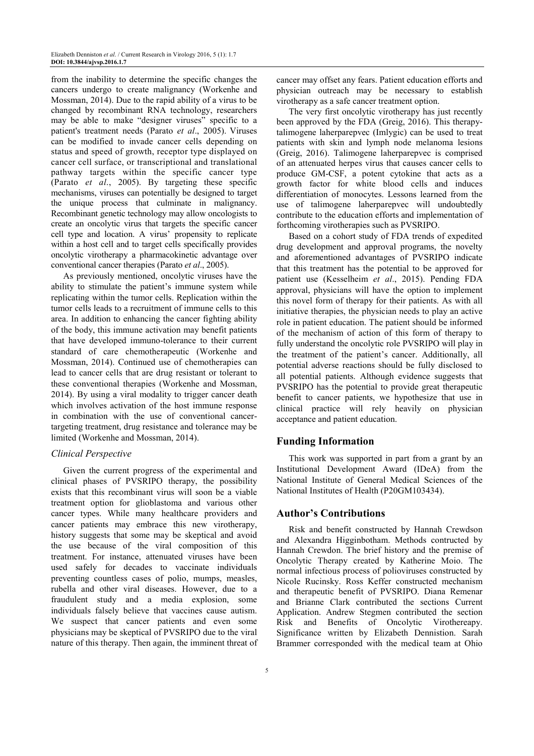from the inability to determine the specific changes the cancers undergo to create malignancy (Workenhe and Mossman, 2014). Due to the rapid ability of a virus to be changed by recombinant RNA technology, researchers may be able to make "designer viruses" specific to a patient's treatment needs (Parato *et al*., 2005). Viruses can be modified to invade cancer cells depending on status and speed of growth, receptor type displayed on cancer cell surface, or transcriptional and translational pathway targets within the specific cancer type (Parato *et al*., 2005). By targeting these specific mechanisms, viruses can potentially be designed to target the unique process that culminate in malignancy. Recombinant genetic technology may allow oncologists to create an oncolytic virus that targets the specific cancer cell type and location. A virus' propensity to replicate within a host cell and to target cells specifically provides oncolytic virotherapy a pharmacokinetic advantage over conventional cancer therapies (Parato *et al*., 2005).

As previously mentioned, oncolytic viruses have the ability to stimulate the patient's immune system while replicating within the tumor cells. Replication within the tumor cells leads to a recruitment of immune cells to this area. In addition to enhancing the cancer fighting ability of the body, this immune activation may benefit patients that have developed immuno-tolerance to their current standard of care chemotherapeutic (Workenhe and Mossman, 2014). Continued use of chemotherapies can lead to cancer cells that are drug resistant or tolerant to these conventional therapies (Workenhe and Mossman, 2014). By using a viral modality to trigger cancer death which involves activation of the host immune response in combination with the use of conventional cancer-targeting treatment, drug resistance and tolerance may be limited (Workenhe and Mossman, 2014).

### *Clinical Perspective*

Given the current progress of the experimental and clinical phases of PVSRIPO therapy, the possibility exists that this recombinant virus will soon be a viable treatment option for glioblastoma and various other cancer types. While many healthcare providers and cancer patients may embrace this new virotherapy, history suggests that some may be skeptical and avoid the use because of the viral composition of this treatment. For instance, attenuated viruses have been used safely for decades to vaccinate individuals preventing countless cases of polio, mumps, measles, rubella and other viral diseases. However, due to a fraudulent study and a media explosion, some individuals falsely believe that vaccines cause autism. We suspect that cancer patients and even some physicians may be skeptical of PVSRIPO due to the viral nature of this therapy. Then again, the imminent threat of cancer may offset any fears. Patient education efforts and physician outreach may be necessary to establish virotherapy as a safe cancer treatment option.

The very first oncolytic virotherapy has just recently been approved by the FDA (Greig, 2016). This therapy-talimogene laherparepvec (Imlygic) can be used to treat patients with skin and lymph node melanoma lesions (Greig, 2016). Talimogene laherparepvec is comprised of an attenuated herpes virus that causes cancer cells to produce GM-CSF, a potent cytokine that acts as a growth factor for white blood cells and induces differentiation of monocytes. Lessons learned from the use of talimogene laherparepvec will undoubtedly contribute to the education efforts and implementation of forthcoming virotherapies such as PVSRIPO.

Based on a cohort study of FDA trends of expedited drug development and approval programs, the novelty and aforementioned advantages of PVSRIPO indicate that this treatment has the potential to be approved for patient use (Kesselheim *et al*., 2015). Pending FDA approval, physicians will have the option to implement this novel form of therapy for their patients. As with all initiative therapies, the physician needs to play an active role in patient education. The patient should be informed of the mechanism of action of this form of therapy to fully understand the oncolytic role PVSRIPO will play in the treatment of the patient's cancer. Additionally, all potential adverse reactions should be fully disclosed to all potential patients. Although evidence suggests that PVSRIPO has the potential to provide great therapeutic benefit to cancer patients, we hypothesize that use in clinical practice will rely heavily on physician acceptance and patient education.

## Funding Information

This work was supported in part from a grant by an Institutional Development Award (IDeA) from the National Institute of General Medical Sciences of the National Institutes of Health (P20GM103434).

## Author's Contributions

Risk and benefit constructed by Hannah Crewdson and Alexandra Higginbotham. Methods contructed by Hannah Crewdon. The brief history and the premise of Oncolytic Therapy created by Katherine Moio. The normal infectious process of polioviruses constructed by Nicole Rucinsky. Ross Keffer constructed mechanism and therapeutic benefit of PVSRIPO. Diana Remenar and Brianne Clark contributed the sections Current Application. Andrew Stegmen contributed the section Risk and Benefits of Oncolytic Virothereapy. Significance written by Elizabeth Dennistion. Sarah Brammer corresponded with the medical team at Ohio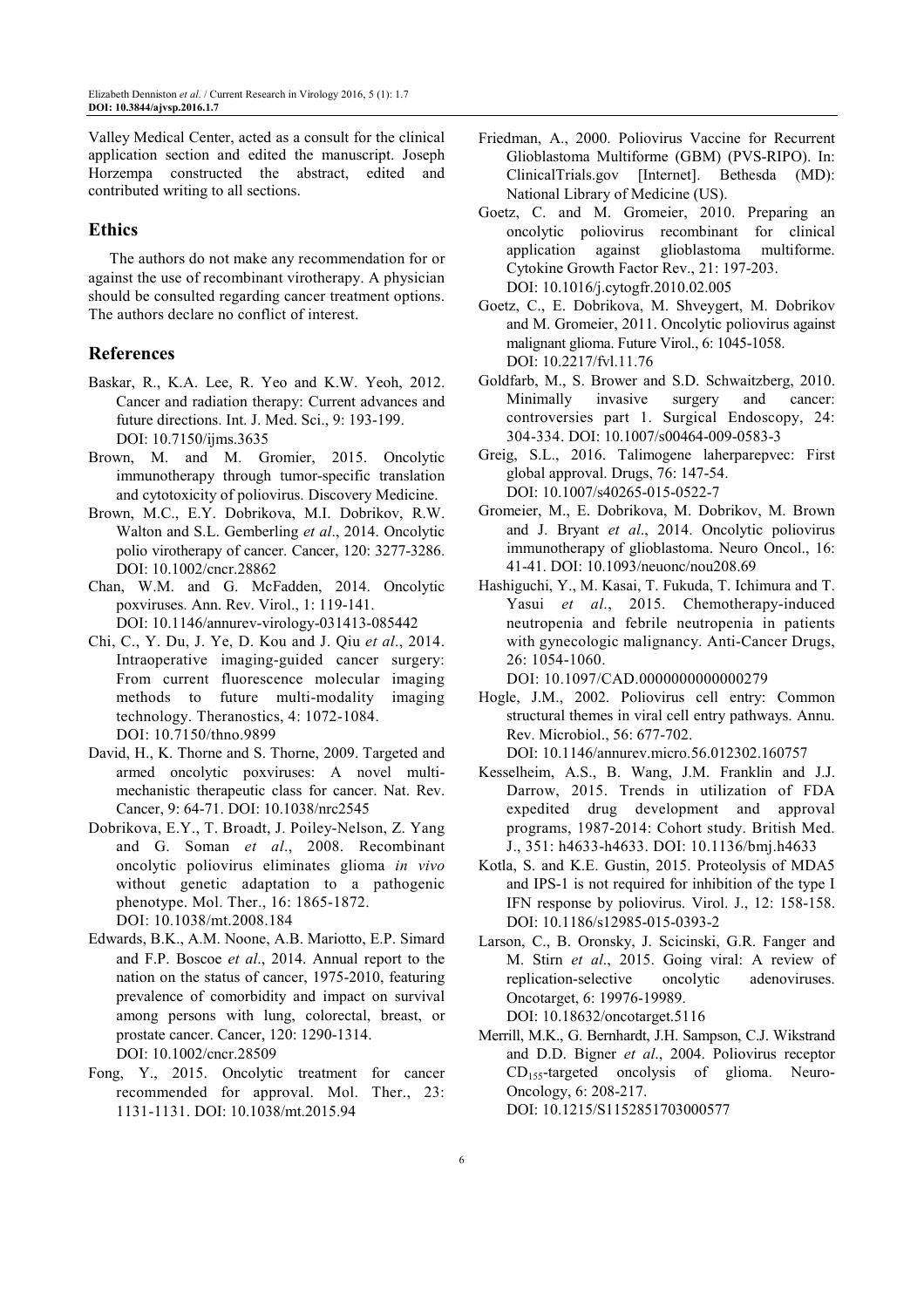Valley Medical Center, acted as a consult for the clinical application section and edited the manuscript. Joseph Horzempa constructed the abstract, edited and contributed writing to all sections.

## Ethics

The authors do not make any recommendation for or against the use of recombinant virotherapy. A physician should be consulted regarding cancer treatment options. The authors declare no conflict of interest.

## References

Baskar, R., K.A. Lee, R. Yeo and K.W. Yeoh, 2012. Cancer and radiation therapy: Current advances and future directions. Int. J. Med. Sci., 9: 193-199. DOI: 10.7150/ijms.3635

Brown, M. and M. Gromier, 2015. Oncolytic immunotherapy through tumor-specific translation and cytotoxicity of poliovirus. Discovery Medicine.

Brown, M.C., E.Y. Dobrikova, M.I. Dobrikov, R.W. Walton and S.L. Gemberling *et al*., 2014. Oncolytic polio virotherapy of cancer. Cancer, 120: 3277-3286. DOI: 10.1002/cncr.28862

Chan, W.M. and G. McFadden, 2014. Oncolytic poxviruses. Ann. Rev. Virol., 1: 119-141. DOI: 10.1146/annurev-virology-031413-085442

Chi, C., Y. Du, J. Ye, D. Kou and J. Qiu *et al*., 2014. Intraoperative imaging-guided cancer surgery: From current fluorescence molecular imaging methods to future multi-modality imaging technology. Theranostics, 4: 1072-1084. DOI: 10.7150/thno.9899

David, H., K. Thorne and S. Thorne, 2009. Targeted and armed oncolytic poxviruses: A novel multi-mechanistic therapeutic class for cancer. Nat. Rev. Cancer, 9: 64-71. DOI: 10.1038/nrc2545

Dobrikova, E.Y., T. Broadt, J. Poiley-Nelson, Z. Yang and G. Soman *et al*., 2008. Recombinant oncolytic poliovirus eliminates glioma *in vivo* without genetic adaptation to a pathogenic phenotype. Mol. Ther., 16: 1865-1872. DOI: 10.1038/mt.2008.184

Edwards, B.K., A.M. Noone, A.B. Mariotto, E.P. Simard and F.P. Boscoe *et al*., 2014. Annual report to the nation on the status of cancer, 1975-2010, featuring prevalence of comorbidity and impact on survival among persons with lung, colorectal, breast, or prostate cancer. Cancer, 120: 1290-1314. DOI: 10.1002/cncr.28509

Fong, Y., 2015. Oncolytic treatment for cancer recommended for approval. Mol. Ther., 23: 1131-1131. DOI: 10.1038/mt.2015.94

Friedman, A., 2000. Poliovirus Vaccine for Recurrent Glioblastoma Multiforme (GBM) (PVS-RIPO). In: ClinicalTrials.gov [Internet]. Bethesda (MD): National Library of Medicine (US).

Goetz, C. and M. Gromeier, 2010. Preparing an oncolytic poliovirus recombinant for clinical application against glioblastoma multiforme. Cytokine Growth Factor Rev., 21: 197-203. DOI: 10.1016/j.cytogfr.2010.02.005

Goetz, C., E. Dobrikova, M. Shveygert, M. Dobrikov and M. Gromeier, 2011. Oncolytic poliovirus against malignant glioma. Future Virol., 6: 1045-1058. DOI: 10.2217/fvl.11.76

Goldfarb, M., S. Brower and S.D. Schwaitzberg, 2010. Minimally invasive surgery and cancer: controversies part 1. Surgical Endoscopy, 24: 304-334. DOI: 10.1007/s00464-009-0583-3

Greig, S.L., 2016. Talimogene laherparepvec: First global approval. Drugs, 76: 147-54. DOI: 10.1007/s40265-015-0522-7

Gromeier, M., E. Dobrikova, M. Dobrikov, M. Brown and J. Bryant *et al*., 2014. Oncolytic poliovirus immunotherapy of glioblastoma. Neuro Oncol., 16: 41-41. DOI: 10.1093/neuonc/nou208.69

Hashiguchi, Y., M. Kasai, T. Fukuda, T. Ichimura and T. Yasui *et al*., 2015. Chemotherapy-induced neutropenia and febrile neutropenia in patients with gynecologic malignancy. Anti-Cancer Drugs, 26: 1054-1060. DOI: 10.1097/CAD.0000000000000279

Hogle, J.M., 2002. Poliovirus cell entry: Common structural themes in viral cell entry pathways. Annu. Rev. Microbiol., 56: 677-702. DOI: 10.1146/annurev.micro.56.012302.160757

Kesselheim, A.S., B. Wang, J.M. Franklin and J.J. Darrow, 2015. Trends in utilization of FDA expedited drug development and approval programs, 1987-2014: Cohort study. British Med. J., 351: h4633-h4633. DOI: 10.1136/bmj.h4633

Kotla, S. and K.E. Gustin, 2015. Proteolysis of MDA5 and IPS-1 is not required for inhibition of the type I IFN response by poliovirus. Virol. J., 12: 158-158. DOI: 10.1186/s12985-015-0393-2

Larson, C., B. Oronsky, J. Scicinski, G.R. Fanger and M. Stirn *et al*., 2015. Going viral: A review of replication-selective oncolytic adenoviruses. Oncotarget, 6: 19976-19989. DOI: 10.18632/oncotarget.5116

Merrill, M.K., G. Bernhardt, J.H. Sampson, C.J. Wikstrand and D.D. Bigner *et al*., 2004. Poliovirus receptor $CD_{155}$-targeted oncolysis of glioma. Neuro-Oncology, 6: 208-217. DOI: 10.1215/S1152851703000577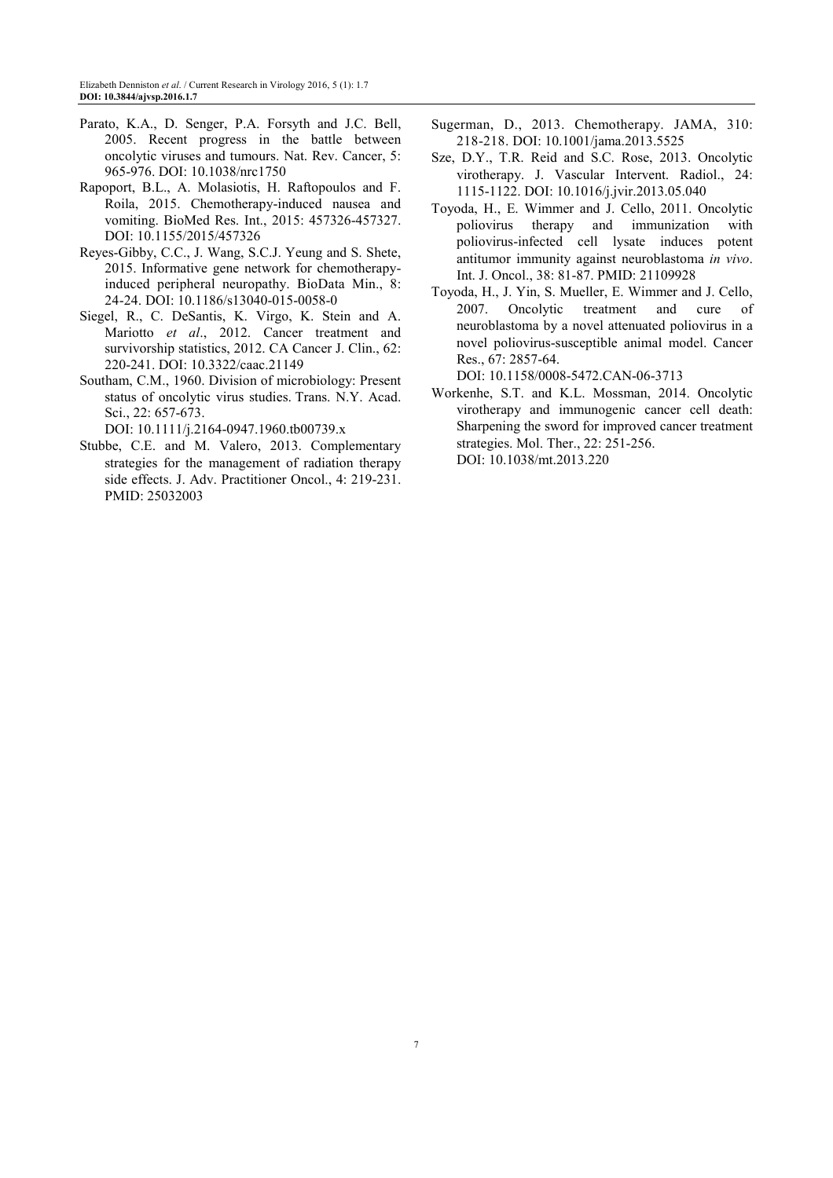Parato, K.A., D. Senger, P.A. Forsyth and J.C. Bell, 2005. Recent progress in the battle between oncolytic viruses and tumours. Nat. Rev. Cancer, 5: 965-976. DOI: 10.1038/nrc1750

Rapoport, B.L., A. Molasiotis, H. Raftopoulos and F. Roila, 2015. Chemotherapy-induced nausea and vomiting. BioMed Res. Int., 2015: 457326-457327. DOI: 10.1155/2015/457326

Reyes-Gibby, C.C., J. Wang, S.C.J. Yeung and S. Shete, 2015. Informative gene network for chemotherapy-induced peripheral neuropathy. BioData Min., 8: 24-24. DOI: 10.1186/s13040-015-0058-0

Siegel, R., C. DeSantis, K. Virgo, K. Stein and A. Mariotto *et al*., 2012. Cancer treatment and survivorship statistics, 2012. CA Cancer J. Clin., 62: 220-241. DOI: 10.3322/caac.21149

Southam, C.M., 1960. Division of microbiology: Present status of oncolytic virus studies. Trans. N.Y. Acad. Sci., 22: 657-673. DOI: 10.1111/j.2164-0947.1960.tb00739.x

Stubbe, C.E. and M. Valero, 2013. Complementary strategies for the management of radiation therapy side effects. J. Adv. Practitioner Oncol., 4: 219-231. PMID: 25032003

Sugerman, D., 2013. Chemotherapy. JAMA, 310: 218-218. DOI: 10.1001/jama.2013.5525

Sze, D.Y., T.R. Reid and S.C. Rose, 2013. Oncolytic virotherapy. J. Vascular Intervent. Radiol., 24: 1115-1122. DOI: 10.1016/j.jvir.2013.05.040

Toyoda, H., E. Wimmer and J. Cello, 2011. Oncolytic poliovirus therapy and immunization with poliovirus-infected cell lysate induces potent antitumor immunity against neuroblastoma *in vivo*. Int. J. Oncol., 38: 81-87. PMID: 21109928

Toyoda, H., J. Yin, S. Mueller, E. Wimmer and J. Cello, 2007. Oncolytic treatment and cure of neuroblastoma by a novel attenuated poliovirus in a novel poliovirus-susceptible animal model. Cancer Res., 67: 2857-64. DOI: 10.1158/0008-5472.CAN-06-3713

Workenhe, S.T. and K.L. Mossman, 2014. Oncolytic virotherapy and immunogenic cancer cell death: Sharpening the sword for improved cancer treatment strategies. Mol. Ther., 22: 251-256. DOI: 10.1038/mt.2013.220